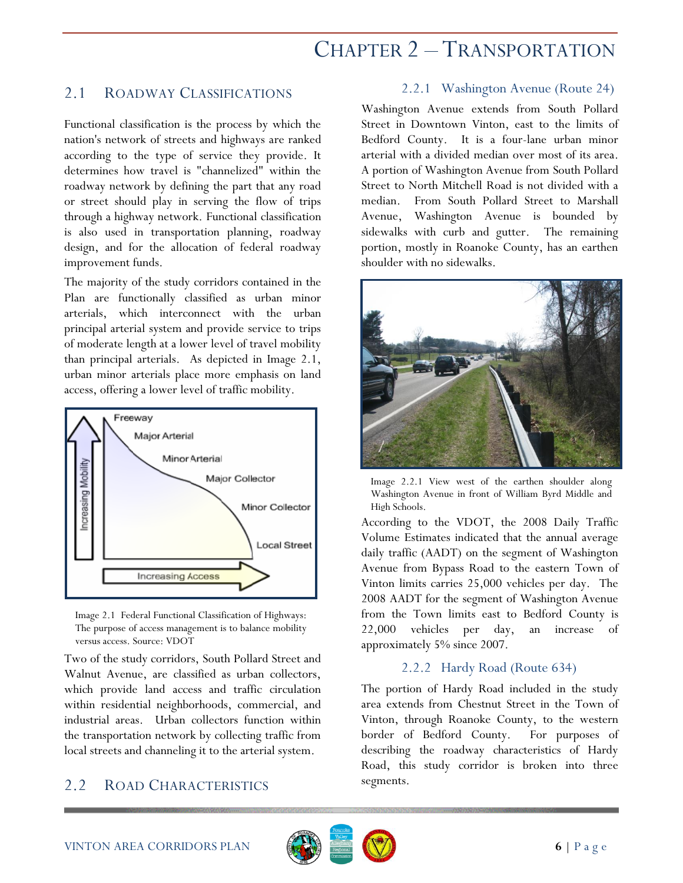# Chapter 2 – Transportation

## 2.1 Roadway Classifications

Functional classification is the process by which the nation's network of streets and highways are ranked according to the type of service they provide. It determines how travel is "channelized" within the roadway network by defining the part that any road or street should play in serving the flow of trips through a highway network. Functional classification is also used in transportation planning, roadway design, and for the allocation of federal roadway improvement funds.

The majority of the study corridors contained in the Plan are functionally classified as urban minor arterials, which interconnect with the urban principal arterial system and provide service to trips of moderate length at a lower level of travel mobility than principal arterials. As depicted in Image 2.1, urban minor arterials place more emphasis on land access, offering a lower level of traffic mobility.

Image 2.1 Federal Functional Classification of Highways: The purpose of access management is to balance mobility versus access. Source: VDOT

Two of the study corridors, South Pollard Street and Walnut Avenue, are classified as urban collectors, which provide land access and traffic circulation within residential neighborhoods, commercial, and industrial areas. Urban collectors function within the transportation network by collecting traffic from local streets and channeling it to the arterial system.

## 2.2 Road Characteristics

### 2.2.1 Washington Avenue (Route 24)

Washington Avenue extends from South Pollard Street in Downtown Vinton, east to the limits of Bedford County. It is a four-lane urban minor arterial with a divided median over most of its area. A portion of Washington Avenue from South Pollard Street to North Mitchell Road is not divided with a median. From South Pollard Street to Marshall Avenue, Washington Avenue is bounded by sidewalks with curb and gutter. The remaining portion, mostly in Roanoke County, has an earthen shoulder with no sidewalks.

Image 2.2.1 View west of the earthen shoulder along Washington Avenue in front of William Byrd Middle and High Schools.

According to the VDOT, the 2008 Daily Traffic Volume Estimates indicated that the annual average daily traffic (AADT) on the segment of Washington Avenue from Bypass Road to the eastern Town of Vinton limits carries 25,000 vehicles per day. The 2008 AADT for the segment of Washington Avenue from the Town limits east to Bedford County is 22,000 vehicles per day, an increase of approximately 5% since 2007.

### 2.2.2 Hardy Road (Route 634)

The portion of Hardy Road included in the study area extends from Chestnut Street in the Town of Vinton, through Roanoke County, to the western border of Bedford County. For purposes of describing the roadway characteristics of Hardy Road, this study corridor is broken into three segments.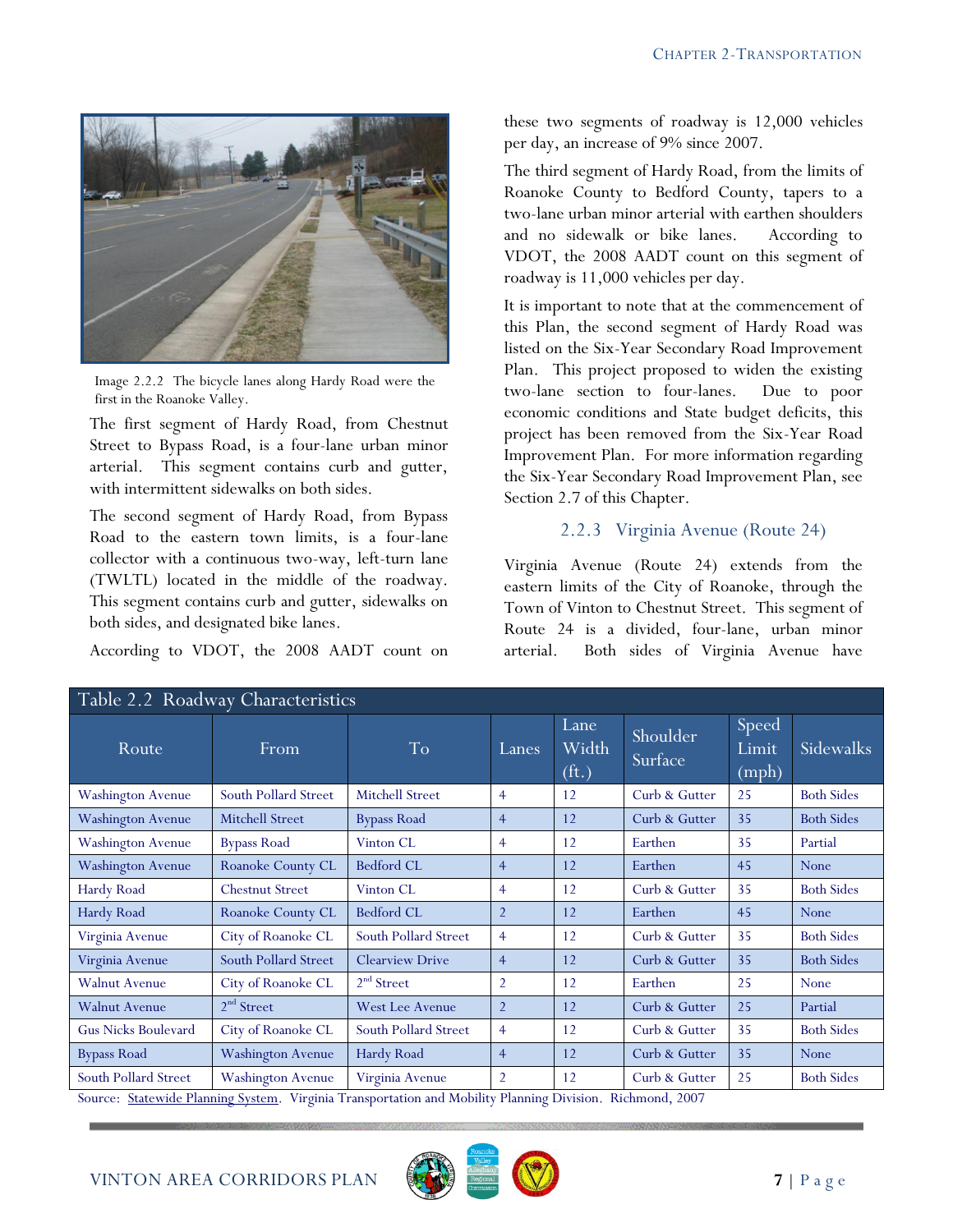Image 2.2.2 The bicycle lanes along Hardy Road were the first in the Roanoke Valley.

The first segment of Hardy Road, from Chestnut Street to Bypass Road, is a four-lane urban minor arterial. This segment contains curb and gutter, with intermittent sidewalks on both sides.

The second segment of Hardy Road, from Bypass Road to the eastern town limits, is a four-lane collector with a continuous two-way, left-turn lane (TWLTL) located in the middle of the roadway. This segment contains curb and gutter, sidewalks on both sides, and designated bike lanes.

According to VDOT, the 2008 AADT count on these two segments of roadway is 12,000 vehicles per day, an increase of 9% since 2007.

The third segment of Hardy Road, from the limits of Roanoke County to Bedford County, tapers to a two-lane urban minor arterial with earthen shoulders and no sidewalk or bike lanes. According to VDOT, the 2008 AADT count on this segment of roadway is 11,000 vehicles per day.

It is important to note that at the commencement of this Plan, the second segment of Hardy Road was listed on the Six-Year Secondary Road Improvement Plan. This project proposed to widen the existing two-lane section to four-lanes. Due to poor economic conditions and State budget deficits, this project has been removed from the Six-Year Road Improvement Plan. For more information regarding the Six-Year Secondary Road Improvement Plan, see Section 2.7 of this Chapter.

### 2.2.3 Virginia Avenue (Route 24)

Virginia Avenue (Route 24) extends from the eastern limits of the City of Roanoke, through the Town of Vinton to Chestnut Street. This segment of Route 24 is a divided, four-lane, urban minor arterial. Both sides of Virginia Avenue have

**Table 2.2 Roadway Characteristics**

| Route | From | To | Lanes | Lane Width (ft.) | Shoulder Surface | Speed Limit (mph) | Sidewalks |
|---|---|---|---|---|---|---|---|
| Washington Avenue | South Pollard Street | Mitchell Street | 4 | 12 | Curb & Gutter | 25 | Both Sides |
| Washington Avenue | Mitchell Street | Bypass Road | 4 | 12 | Curb & Gutter | 35 | Both Sides |
| Washington Avenue | Bypass Road | Vinton CL | 4 | 12 | Earthen | 35 | Partial |
| Washington Avenue | Roanoke County CL | Bedford CL | 4 | 12 | Earthen | 45 | None |
| Hardy Road | Chestnut Street | Vinton CL | 4 | 12 | Curb & Gutter | 35 | Both Sides |
| Hardy Road | Roanoke County CL | Bedford CL | 2 | 12 | Earthen | 45 | None |
| Virginia Avenue | City of Roanoke CL | South Pollard Street | 4 | 12 | Curb & Gutter | 35 | Both Sides |
| Virginia Avenue | South Pollard Street | Clearview Drive | 4 | 12 | Curb & Gutter | 35 | Both Sides |
| Walnut Avenue | City of Roanoke CL | 2nd Street | 2 | 12 | Earthen | 25 | None |
| Walnut Avenue | 2nd Street | West Lee Avenue | 2 | 12 | Curb & Gutter | 25 | Partial |
| Gus Nicks Boulevard | City of Roanoke CL | South Pollard Street | 4 | 12 | Curb & Gutter | 35 | Both Sides |
| Bypass Road | Washington Avenue | Hardy Road | 4 | 12 | Curb & Gutter | 35 | None |
| South Pollard Street | Washington Avenue | Virginia Avenue | 2 | 12 | Curb & Gutter | 25 | Both Sides |

Source: Statewide Planning System. Virginia Transportation and Mobility Planning Division. Richmond, 2007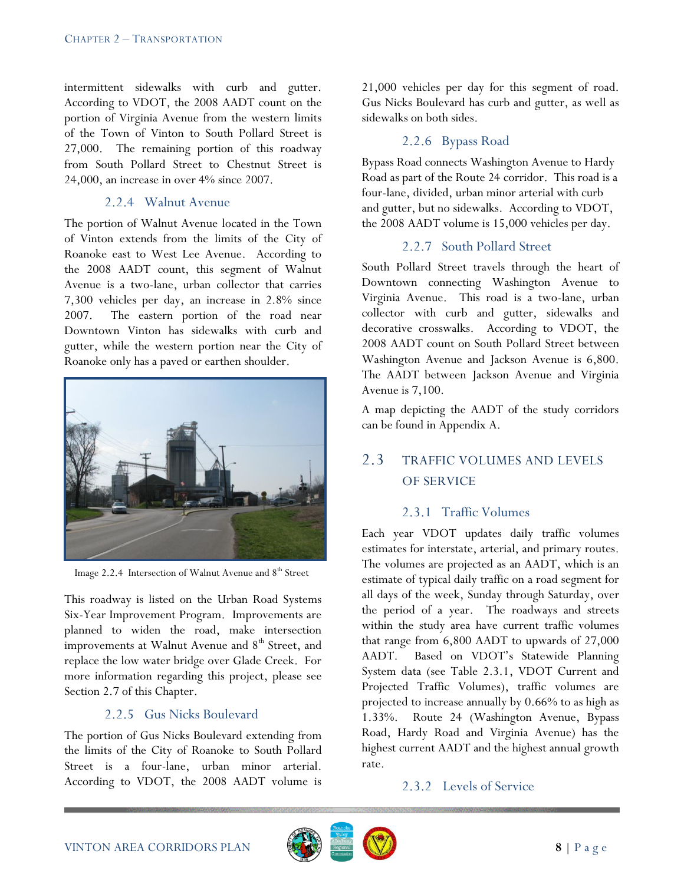intermittent sidewalks with curb and gutter. According to VDOT, the 2008 AADT count on the portion of Virginia Avenue from the western limits of the Town of Vinton to South Pollard Street is 27,000. The remaining portion of this roadway from South Pollard Street to Chestnut Street is 24,000, an increase in over 4% since 2007.

### 2.2.4 Walnut Avenue

The portion of Walnut Avenue located in the Town of Vinton extends from the limits of the City of Roanoke east to West Lee Avenue. According to the 2008 AADT count, this segment of Walnut Avenue is a two-lane, urban collector that carries 7,300 vehicles per day, an increase in 2.8% since 2007. The eastern portion of the road near Downtown Vinton has sidewalks with curb and gutter, while the western portion near the City of Roanoke only has a paved or earthen shoulder.

Image 2.2.4 Intersection of Walnut Avenue and 8th Street

This roadway is listed on the Urban Road Systems Six-Year Improvement Program. Improvements are planned to widen the road, make intersection improvements at Walnut Avenue and 8th Street, and replace the low water bridge over Glade Creek. For more information regarding this project, please see Section 2.7 of this Chapter.

### 2.2.5 Gus Nicks Boulevard

The portion of Gus Nicks Boulevard extending from the limits of the City of Roanoke to South Pollard Street is a four-lane, urban minor arterial. According to VDOT, the 2008 AADT volume is 21,000 vehicles per day for this segment of road. Gus Nicks Boulevard has curb and gutter, as well as sidewalks on both sides.

### 2.2.6 Bypass Road

Bypass Road connects Washington Avenue to Hardy Road as part of the Route 24 corridor. This road is a four-lane, divided, urban minor arterial with curb and gutter, but no sidewalks. According to VDOT, the 2008 AADT volume is 15,000 vehicles per day.

### 2.2.7 South Pollard Street

South Pollard Street travels through the heart of Downtown connecting Washington Avenue to Virginia Avenue. This road is a two-lane, urban collector with curb and gutter, sidewalks and decorative crosswalks. According to VDOT, the 2008 AADT count on South Pollard Street between Washington Avenue and Jackson Avenue is 6,800. The AADT between Jackson Avenue and Virginia Avenue is 7,100.

A map depicting the AADT of the study corridors can be found in Appendix A.

## 2.3 TRAFFIC VOLUMES AND LEVELS OF SERVICE

### 2.3.1 Traffic Volumes

Each year VDOT updates daily traffic volumes estimates for interstate, arterial, and primary routes. The volumes are projected as an AADT, which is an estimate of typical daily traffic on a road segment for all days of the week, Sunday through Saturday, over the period of a year. The roadways and streets within the study area have current traffic volumes that range from 6,800 AADT to upwards of 27,000 AADT. Based on VDOT's Statewide Planning System data (see Table 2.3.1, VDOT Current and Projected Traffic Volumes), traffic volumes are projected to increase annually by 0.66% to as high as 1.33%. Route 24 (Washington Avenue, Bypass Road, Hardy Road and Virginia Avenue) has the highest current AADT and the highest annual growth rate.

### 2.3.2 Levels of Service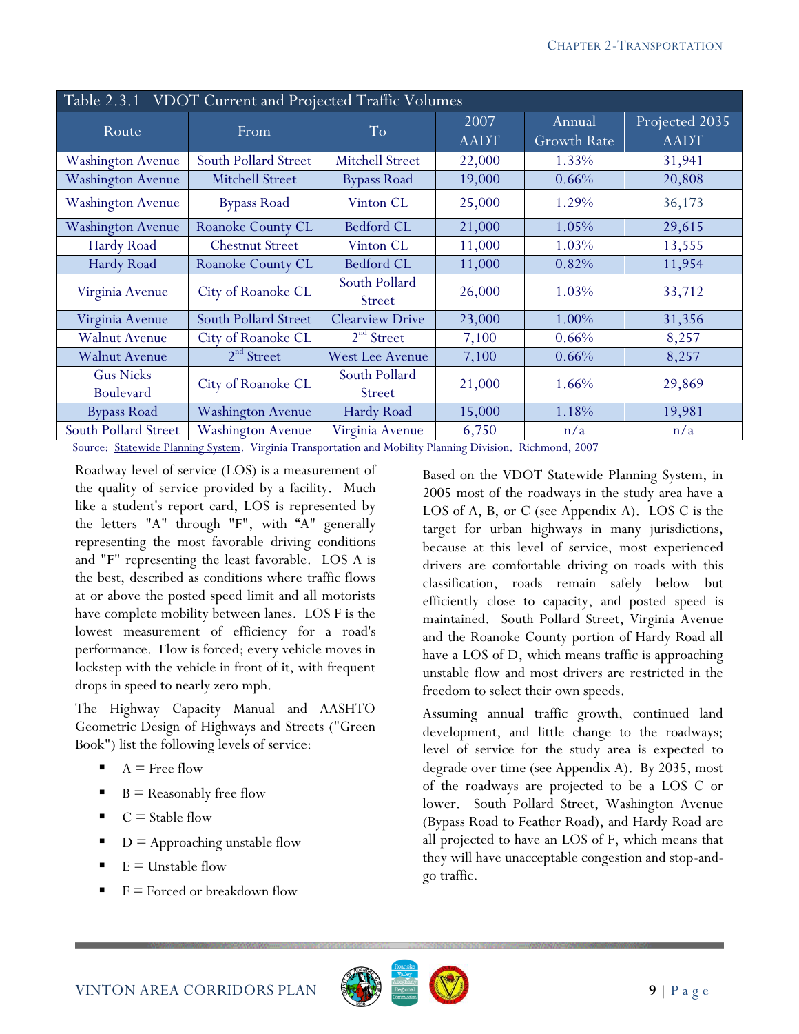**Table 2.3.1 VDOT Current and Projected Traffic Volumes**

| Route | From | To | 2007 AADT | Annual Growth Rate | Projected 2035 AADT |
|---|---|---|---|---|---|
| Washington Avenue | South Pollard Street | Mitchell Street | 22,000 | 1.33% | 31,941 |
| Washington Avenue | Mitchell Street | Bypass Road | 19,000 | 0.66% | 20,808 |
| Washington Avenue | Bypass Road | Vinton CL | 25,000 | 1.29% | 36,173 |
| Washington Avenue | Roanoke County CL | Bedford CL | 21,000 | 1.05% | 29,615 |
| Hardy Road | Chestnut Street | Vinton CL | 11,000 | 1.03% | 13,555 |
| Hardy Road | Roanoke County CL | Bedford CL | 11,000 | 0.82% | 11,954 |
| Virginia Avenue | City of Roanoke CL | South Pollard Street | 26,000 | 1.03% | 33,712 |
| Virginia Avenue | South Pollard Street | Clearview Drive | 23,000 | 1.00% | 31,356 |
| Walnut Avenue | City of Roanoke CL | 2nd Street | 7,100 | 0.66% | 8,257 |
| Walnut Avenue | 2nd Street | West Lee Avenue | 7,100 | 0.66% | 8,257 |
| Gus Nicks Boulevard | City of Roanoke CL | South Pollard Street | 21,000 | 1.66% | 29,869 |
| Bypass Road | Washington Avenue | Hardy Road | 15,000 | 1.18% | 19,981 |
| South Pollard Street | Washington Avenue | Virginia Avenue | 6,750 | n/a | n/a |

Source: Statewide Planning System. Virginia Transportation and Mobility Planning Division. Richmond, 2007

Roadway level of service (LOS) is a measurement of the quality of service provided by a facility. Much like a student's report card, LOS is represented by the letters "A" through "F", with "A" generally representing the most favorable driving conditions and "F" representing the least favorable. LOS A is the best, described as conditions where traffic flows at or above the posted speed limit and all motorists have complete mobility between lanes. LOS F is the lowest measurement of efficiency for a road's performance. Flow is forced; every vehicle moves in lockstep with the vehicle in front of it, with frequent drops in speed to nearly zero mph.

The Highway Capacity Manual and AASHTO Geometric Design of Highways and Streets ("Green Book") list the following levels of service:

- A = Free flow
- B = Reasonably free flow
- C = Stable flow
- D = Approaching unstable flow
- E = Unstable flow
- F = Forced or breakdown flow

Based on the VDOT Statewide Planning System, in 2005 most of the roadways in the study area have a LOS of A, B, or C (see Appendix A). LOS C is the target for urban highways in many jurisdictions, because at this level of service, most experienced drivers are comfortable driving on roads with this classification, roads remain safely below but efficiently close to capacity, and posted speed is maintained. South Pollard Street, Virginia Avenue and the Roanoke County portion of Hardy Road all have a LOS of D, which means traffic is approaching unstable flow and most drivers are restricted in the freedom to select their own speeds.

Assuming annual traffic growth, continued land development, and little change to the roadways; level of service for the study area is expected to degrade over time (see Appendix A). By 2035, most of the roadways are projected to be a LOS C or lower. South Pollard Street, Washington Avenue (Bypass Road to Feather Road), and Hardy Road are all projected to have an LOS of F, which means that they will have unacceptable congestion and stop-and-go traffic.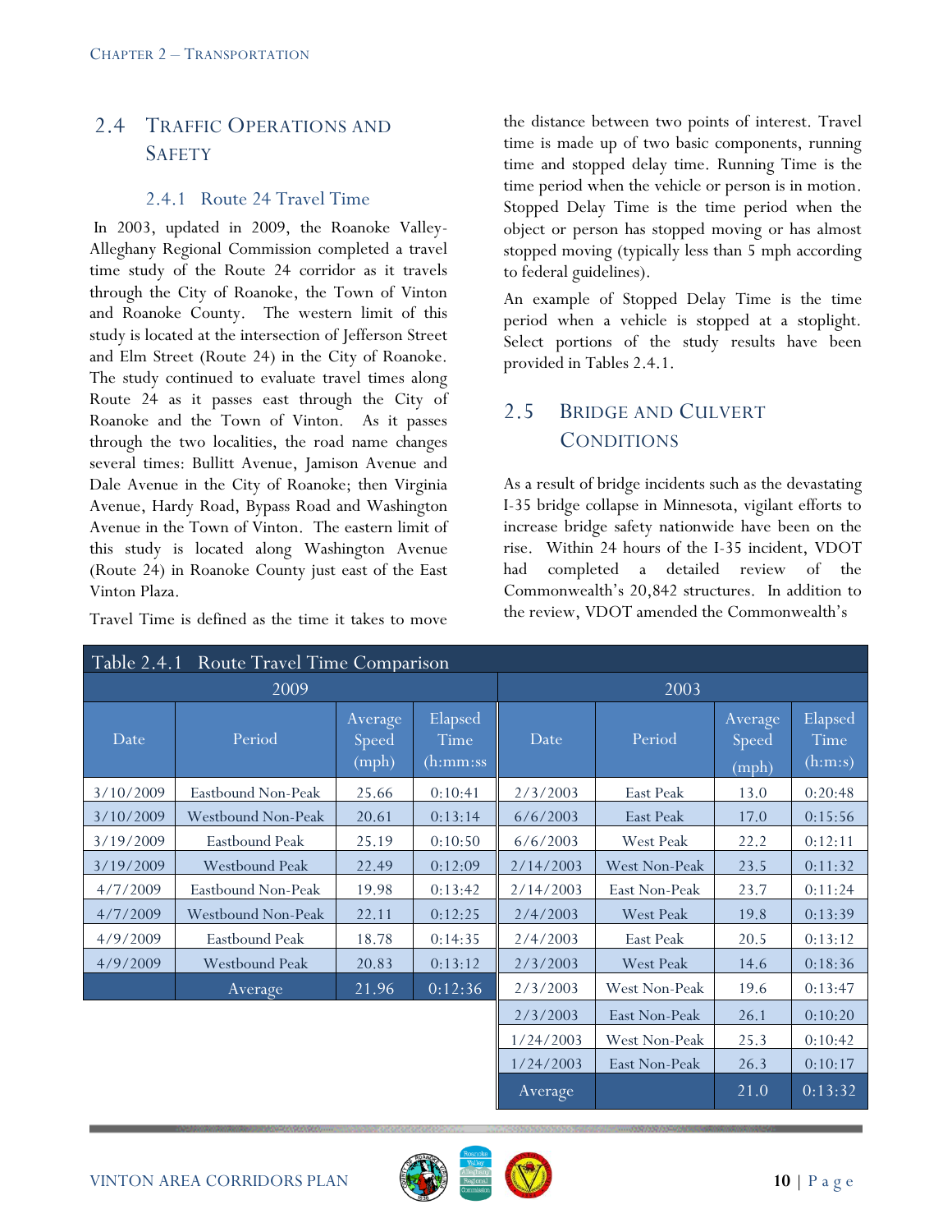## 2.4 Traffic Operations and Safety

### 2.4.1 Route 24 Travel Time

In 2003, updated in 2009, the Roanoke Valley-Alleghany Regional Commission completed a travel time study of the Route 24 corridor as it travels through the City of Roanoke, the Town of Vinton and Roanoke County. The western limit of this study is located at the intersection of Jefferson Street and Elm Street (Route 24) in the City of Roanoke. The study continued to evaluate travel times along Route 24 as it passes east through the City of Roanoke and the Town of Vinton. As it passes through the two localities, the road name changes several times: Bullitt Avenue, Jamison Avenue and Dale Avenue in the City of Roanoke; then Virginia Avenue, Hardy Road, Bypass Road and Washington Avenue in the Town of Vinton. The eastern limit of this study is located along Washington Avenue (Route 24) in Roanoke County just east of the East Vinton Plaza.

Travel Time is defined as the time it takes to move the distance between two points of interest. Travel time is made up of two basic components, running time and stopped delay time. Running Time is the time period when the vehicle or person is in motion. Stopped Delay Time is the time period when the object or person has stopped moving or has almost stopped moving (typically less than 5 mph according to federal guidelines).

An example of Stopped Delay Time is the time period when a vehicle is stopped at a stoplight. Select portions of the study results have been provided in Tables 2.4.1.

## 2.5 Bridge and Culvert Conditions

As a result of bridge incidents such as the devastating I-35 bridge collapse in Minnesota, vigilant efforts to increase bridge safety nationwide have been on the rise. Within 24 hours of the I-35 incident, VDOT had completed a detailed review of the Commonwealth's 20,842 structures. In addition to the review, VDOT amended the Commonwealth's

Table 2.4.1 Route Travel Time Comparison

| 2009 | | | | 2003 | | | |
|---|---|---|---|---|---|---|---|
| Date | Period | Average Speed (mph) | Elapsed Time (h:mm:ss | Date | Period | Average Speed (mph) | Elapsed Time (h:m:s) |
| 3/10/2009 | Eastbound Non-Peak | 25.66 | 0:10:41 | 2/3/2003 | East Peak | 13.0 | 0:20:48 |
| 3/10/2009 | Westbound Non-Peak | 20.61 | 0:13:14 | 6/6/2003 | East Peak | 17.0 | 0:15:56 |
| 3/19/2009 | Eastbound Peak | 25.19 | 0:10:50 | 6/6/2003 | West Peak | 22.2 | 0:12:11 |
| 3/19/2009 | Westbound Peak | 22.49 | 0:12:09 | 2/14/2003 | West Non-Peak | 23.5 | 0:11:32 |
| 4/7/2009 | Eastbound Non-Peak | 19.98 | 0:13:42 | 2/14/2003 | East Non-Peak | 23.7 | 0:11:24 |
| 4/7/2009 | Westbound Non-Peak | 22.11 | 0:12:25 | 2/4/2003 | West Peak | 19.8 | 0:13:39 |
| 4/9/2009 | Eastbound Peak | 18.78 | 0:14:35 | 2/4/2003 | East Peak | 20.5 | 0:13:12 |
| 4/9/2009 | Westbound Peak | 20.83 | 0:13:12 | 2/3/2003 | West Peak | 14.6 | 0:18:36 |
| | Average | 21.96 | 0:12:36 | 2/3/2003 | West Non-Peak | 19.6 | 0:13:47 |
| | | | | 2/3/2003 | East Non-Peak | 26.1 | 0:10:20 |
| | | | | 1/24/2003 | West Non-Peak | 25.3 | 0:10:42 |
| | | | | 1/24/2003 | East Non-Peak | 26.3 | 0:10:17 |
| | | | | Average | | 21.0 | 0:13:32 |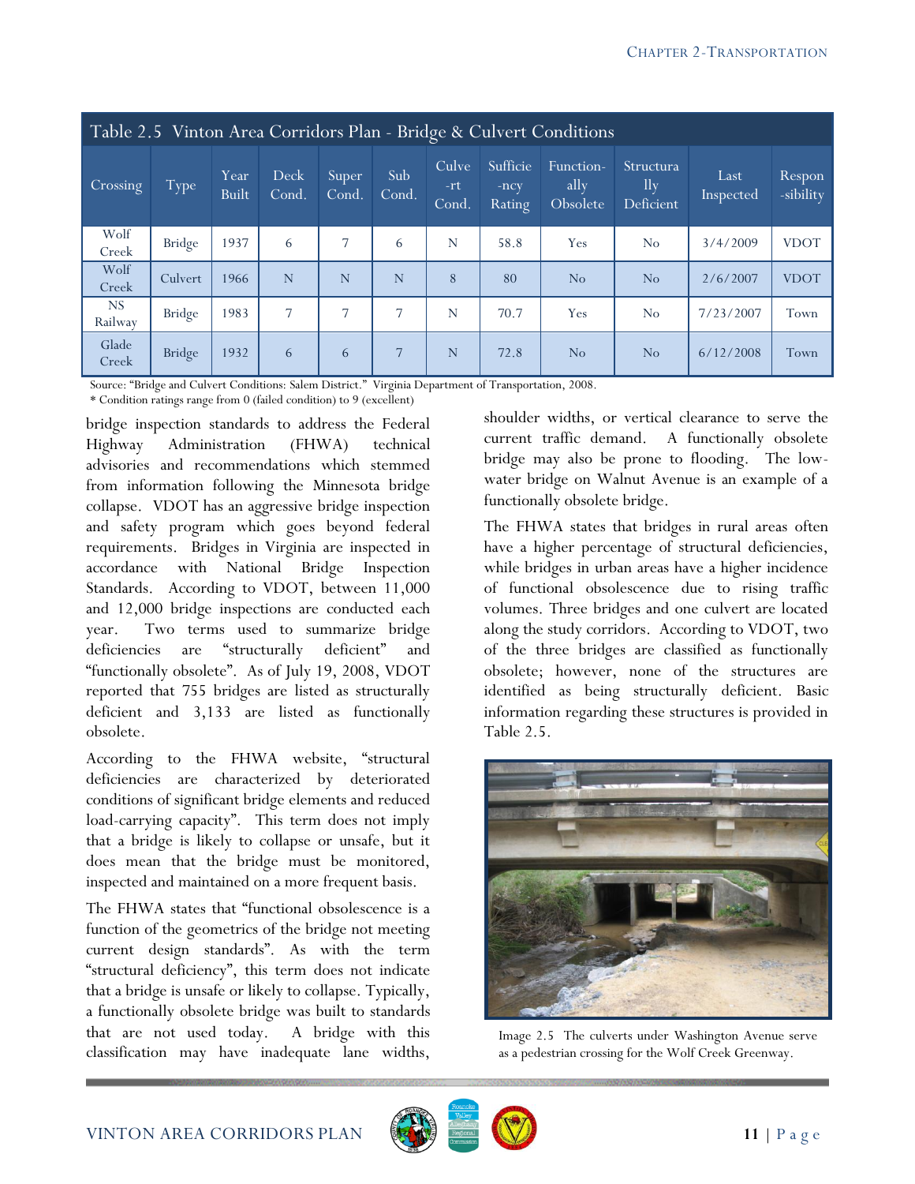| Table 2.5 Vinton Area Corridors Plan - Bridge & Culvert Conditions | | | | | | | | | | | |
|---|---|---|---|---|---|---|---|---|---|---|---|
| Crossing | Type | Year Built | Deck Cond. | Super Cond. | Sub Cond. | Culve-rt Cond. | Sufficie-ncy Rating | Function-ally Obsolete | Structura-lly Deficient | Last Inspected | Respon-sibility |
| Wolf Creek | Bridge | 1937 | 6 | 7 | 6 | N | 58.8 | Yes | No | 3/4/2009 | VDOT |
| Wolf Creek | Culvert | 1966 | N | N | N | 8 | 80 | No | No | 2/6/2007 | VDOT |
| NS Railway | Bridge | 1983 | 7 | 7 | 7 | N | 70.7 | Yes | No | 7/23/2007 | Town |
| Glade Creek | Bridge | 1932 | 6 | 6 | 7 | N | 72.8 | No | No | 6/12/2008 | Town |

Source: "Bridge and Culvert Conditions: Salem District." Virginia Department of Transportation, 2008.
* Condition ratings range from 0 (failed condition) to 9 (excellent)

bridge inspection standards to address the Federal Highway Administration (FHWA) technical advisories and recommendations which stemmed from information following the Minnesota bridge collapse. VDOT has an aggressive bridge inspection and safety program which goes beyond federal requirements. Bridges in Virginia are inspected in accordance with National Bridge Inspection Standards. According to VDOT, between 11,000 and 12,000 bridge inspections are conducted each year. Two terms used to summarize bridge deficiencies are "structurally deficient" and "functionally obsolete". As of July 19, 2008, VDOT reported that 755 bridges are listed as structurally deficient and 3,133 are listed as functionally obsolete.

According to the FHWA website, "structural deficiencies are characterized by deteriorated conditions of significant bridge elements and reduced load-carrying capacity". This term does not imply that a bridge is likely to collapse or unsafe, but it does mean that the bridge must be monitored, inspected and maintained on a more frequent basis.

The FHWA states that "functional obsolescence is a function of the geometrics of the bridge not meeting current design standards". As with the term "structural deficiency", this term does not indicate that a bridge is unsafe or likely to collapse. Typically, a functionally obsolete bridge was built to standards that are not used today. A bridge with this classification may have inadequate lane widths, shoulder widths, or vertical clearance to serve the current traffic demand. A functionally obsolete bridge may also be prone to flooding. The low-water bridge on Walnut Avenue is an example of a functionally obsolete bridge.

The FHWA states that bridges in rural areas often have a higher percentage of structural deficiencies, while bridges in urban areas have a higher incidence of functional obsolescence due to rising traffic volumes. Three bridges and one culvert are located along the study corridors. According to VDOT, two of the three bridges are classified as functionally obsolete; however, none of the structures are identified as being structurally deficient. Basic information regarding these structures is provided in Table 2.5.

Image 2.5 The culverts under Washington Avenue serve as a pedestrian crossing for the Wolf Creek Greenway.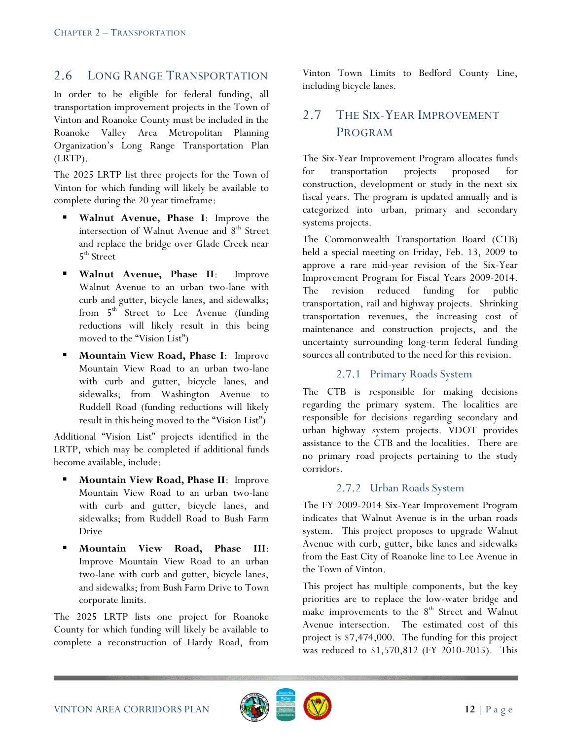## 2.6 Long Range Transportation

In order to be eligible for federal funding, all transportation improvement projects in the Town of Vinton and Roanoke County must be included in the Roanoke Valley Area Metropolitan Planning Organization's Long Range Transportation Plan (LRTP).

The 2025 LRTP list three projects for the Town of Vinton for which funding will likely be available to complete during the 20 year timeframe:

- **Walnut Avenue, Phase I**: Improve the intersection of Walnut Avenue and 8th Street and replace the bridge over Glade Creek near 5th Street
- **Walnut Avenue, Phase II**: Improve Walnut Avenue to an urban two-lane with curb and gutter, bicycle lanes, and sidewalks; from 5th Street to Lee Avenue (funding reductions will likely result in this being moved to the "Vision List")
- **Mountain View Road, Phase I**: Improve Mountain View Road to an urban two-lane with curb and gutter, bicycle lanes, and sidewalks; from Washington Avenue to Ruddell Road (funding reductions will likely result in this being moved to the "Vision List")

Additional "Vision List" projects identified in the LRTP, which may be completed if additional funds become available, include:

- **Mountain View Road, Phase II**: Improve Mountain View Road to an urban two-lane with curb and gutter, bicycle lanes, and sidewalks; from Ruddell Road to Bush Farm Drive
- **Mountain View Road, Phase III**: Improve Mountain View Road to an urban two-lane with curb and gutter, bicycle lanes, and sidewalks; from Bush Farm Drive to Town corporate limits.

The 2025 LRTP lists one project for Roanoke County for which funding will likely be available to complete a reconstruction of Hardy Road, from Vinton Town Limits to Bedford County Line, including bicycle lanes.

## 2.7 The Six-Year Improvement Program

The Six-Year Improvement Program allocates funds for transportation projects proposed for construction, development or study in the next six fiscal years. The program is updated annually and is categorized into urban, primary and secondary systems projects.

The Commonwealth Transportation Board (CTB) held a special meeting on Friday, Feb. 13, 2009 to approve a rare mid-year revision of the Six-Year Improvement Program for Fiscal Years 2009-2014. The revision reduced funding for public transportation, rail and highway projects. Shrinking transportation revenues, the increasing cost of maintenance and construction projects, and the uncertainty surrounding long-term federal funding sources all contributed to the need for this revision.

### 2.7.1 Primary Roads System

The CTB is responsible for making decisions regarding the primary system. The localities are responsible for decisions regarding secondary and urban highway system projects. VDOT provides assistance to the CTB and the localities. There are no primary road projects pertaining to the study corridors.

### 2.7.2 Urban Roads System

The FY 2009-2014 Six-Year Improvement Program indicates that Walnut Avenue is in the urban roads system. This project proposes to upgrade Walnut Avenue with curb, gutter, bike lanes and sidewalks from the East City of Roanoke line to Lee Avenue in the Town of Vinton.

This project has multiple components, but the key priorities are to replace the low-water bridge and make improvements to the 8th Street and Walnut Avenue intersection. The estimated cost of this project is $7,474,000. The funding for this project was reduced to $1,570,812 (FY 2010-2015). This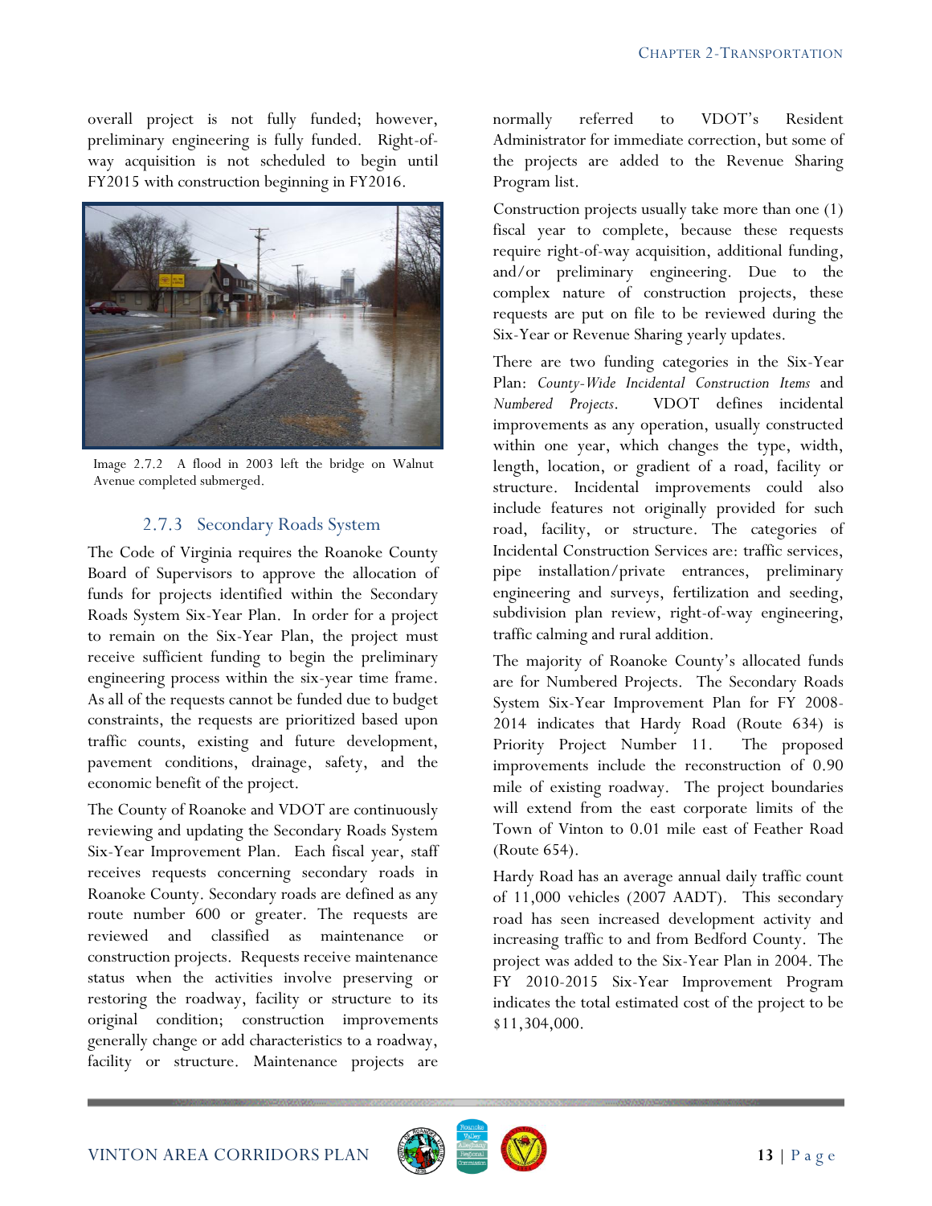overall project is not fully funded; however, preliminary engineering is fully funded. Right-of-way acquisition is not scheduled to begin until FY2015 with construction beginning in FY2016.

Image 2.7.2 A flood in 2003 left the bridge on Walnut Avenue completed submerged.

### 2.7.3 Secondary Roads System

The Code of Virginia requires the Roanoke County Board of Supervisors to approve the allocation of funds for projects identified within the Secondary Roads System Six-Year Plan. In order for a project to remain on the Six-Year Plan, the project must receive sufficient funding to begin the preliminary engineering process within the six-year time frame. As all of the requests cannot be funded due to budget constraints, the requests are prioritized based upon traffic counts, existing and future development, pavement conditions, drainage, safety, and the economic benefit of the project.

The County of Roanoke and VDOT are continuously reviewing and updating the Secondary Roads System Six-Year Improvement Plan. Each fiscal year, staff receives requests concerning secondary roads in Roanoke County. Secondary roads are defined as any route number 600 or greater. The requests are reviewed and classified as maintenance or construction projects. Requests receive maintenance status when the activities involve preserving or restoring the roadway, facility or structure to its original condition; construction improvements generally change or add characteristics to a roadway, facility or structure. Maintenance projects are normally referred to VDOT's Resident Administrator for immediate correction, but some of the projects are added to the Revenue Sharing Program list.

Construction projects usually take more than one (1) fiscal year to complete, because these requests require right-of-way acquisition, additional funding, and/or preliminary engineering. Due to the complex nature of construction projects, these requests are put on file to be reviewed during the Six-Year or Revenue Sharing yearly updates.

There are two funding categories in the Six-Year Plan: *County-Wide Incidental Construction Items* and *Numbered Projects*. VDOT defines incidental improvements as any operation, usually constructed within one year, which changes the type, width, length, location, or gradient of a road, facility or structure. Incidental improvements could also include features not originally provided for such road, facility, or structure. The categories of Incidental Construction Services are: traffic services, pipe installation/private entrances, preliminary engineering and surveys, fertilization and seeding, subdivision plan review, right-of-way engineering, traffic calming and rural addition.

The majority of Roanoke County's allocated funds are for Numbered Projects. The Secondary Roads System Six-Year Improvement Plan for FY 2008-2014 indicates that Hardy Road (Route 634) is Priority Project Number 11. The proposed improvements include the reconstruction of 0.90 mile of existing roadway. The project boundaries will extend from the east corporate limits of the Town of Vinton to 0.01 mile east of Feather Road (Route 654).

Hardy Road has an average annual daily traffic count of 11,000 vehicles (2007 AADT). This secondary road has seen increased development activity and increasing traffic to and from Bedford County. The project was added to the Six-Year Plan in 2004. The FY 2010-2015 Six-Year Improvement Program indicates the total estimated cost of the project to be $11,304,000.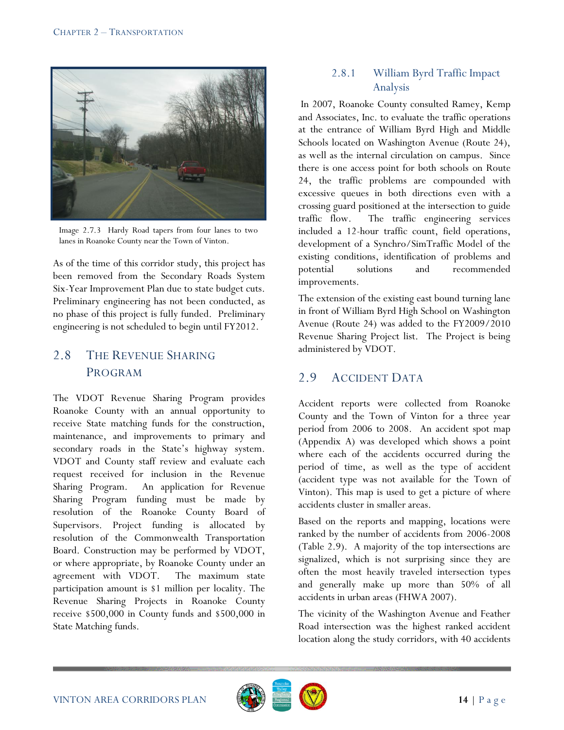Image 2.7.3 Hardy Road tapers from four lanes to two lanes in Roanoke County near the Town of Vinton.

As of the time of this corridor study, this project has been removed from the Secondary Roads System Six-Year Improvement Plan due to state budget cuts. Preliminary engineering has not been conducted, as no phase of this project is fully funded. Preliminary engineering is not scheduled to begin until FY2012.

## 2.8 The Revenue Sharing Program

The VDOT Revenue Sharing Program provides Roanoke County with an annual opportunity to receive State matching funds for the construction, maintenance, and improvements to primary and secondary roads in the State's highway system. VDOT and County staff review and evaluate each request received for inclusion in the Revenue Sharing Program. An application for Revenue Sharing Program funding must be made by resolution of the Roanoke County Board of Supervisors. Project funding is allocated by resolution of the Commonwealth Transportation Board. Construction may be performed by VDOT, or where appropriate, by Roanoke County under an agreement with VDOT. The maximum state participation amount is $1 million per locality. The Revenue Sharing Projects in Roanoke County receive $500,000 in County funds and $500,000 in State Matching funds.

### 2.8.1 William Byrd Traffic Impact Analysis

In 2007, Roanoke County consulted Ramey, Kemp and Associates, Inc. to evaluate the traffic operations at the entrance of William Byrd High and Middle Schools located on Washington Avenue (Route 24), as well as the internal circulation on campus. Since there is one access point for both schools on Route 24, the traffic problems are compounded with excessive queues in both directions even with a crossing guard positioned at the intersection to guide traffic flow. The traffic engineering services included a 12-hour traffic count, field operations, development of a Synchro/SimTraffic Model of the existing conditions, identification of problems and potential solutions and recommended improvements.

The extension of the existing east bound turning lane in front of William Byrd High School on Washington Avenue (Route 24) was added to the FY2009/2010 Revenue Sharing Project list. The Project is being administered by VDOT.

## 2.9 Accident Data

Accident reports were collected from Roanoke County and the Town of Vinton for a three year period from 2006 to 2008. An accident spot map (Appendix A) was developed which shows a point where each of the accidents occurred during the period of time, as well as the type of accident (accident type was not available for the Town of Vinton). This map is used to get a picture of where accidents cluster in smaller areas.

Based on the reports and mapping, locations were ranked by the number of accidents from 2006-2008 (Table 2.9). A majority of the top intersections are signalized, which is not surprising since they are often the most heavily traveled intersection types and generally make up more than 50% of all accidents in urban areas (FHWA 2007).

The vicinity of the Washington Avenue and Feather Road intersection was the highest ranked accident location along the study corridors, with 40 accidents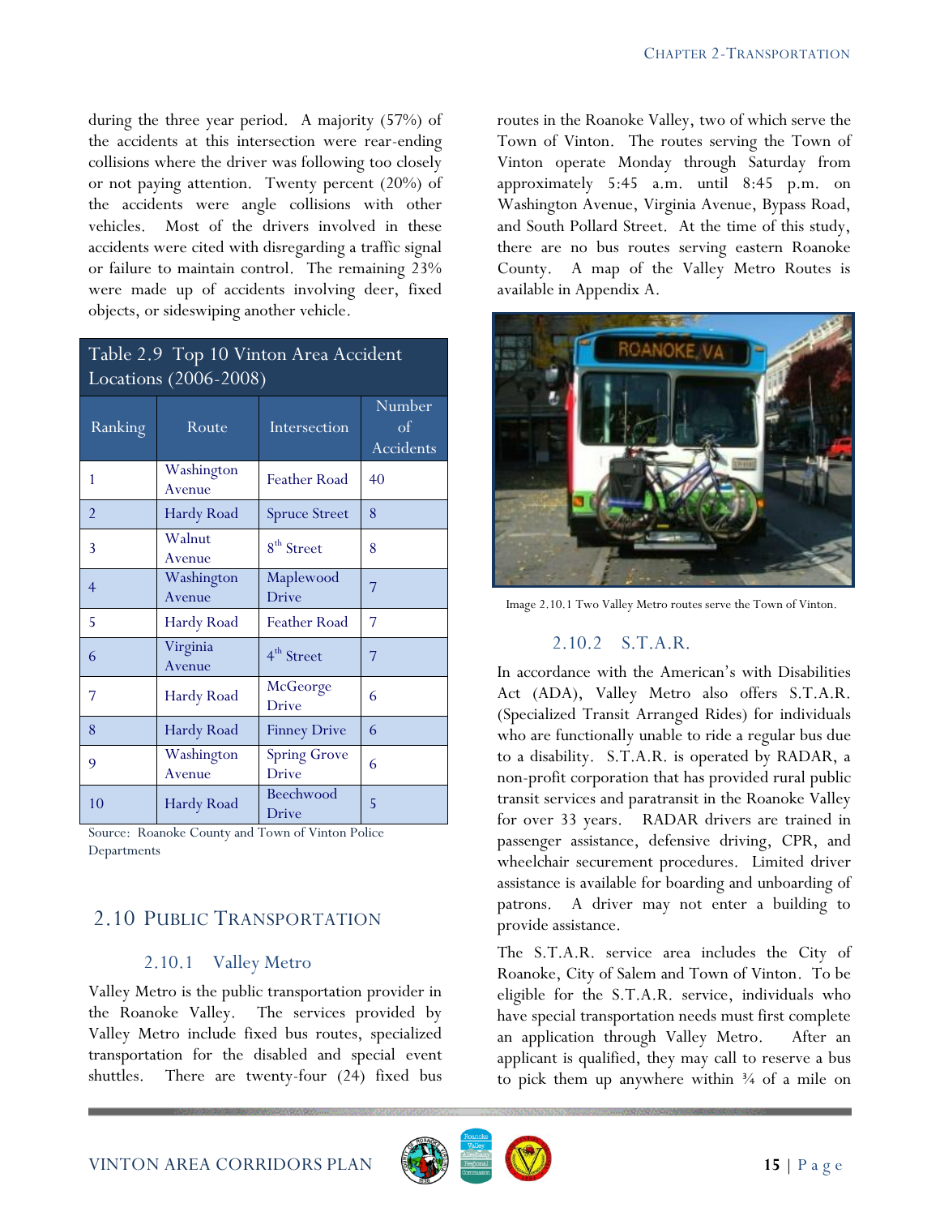during the three year period. A majority (57%) of the accidents at this intersection were rear-ending collisions where the driver was following too closely or not paying attention. Twenty percent (20%) of the accidents were angle collisions with other vehicles. Most of the drivers involved in these accidents were cited with disregarding a traffic signal or failure to maintain control. The remaining 23% were made up of accidents involving deer, fixed objects, or sideswiping another vehicle.

**Table 2.9 Top 10 Vinton Area Accident Locations (2006-2008)**

| Ranking | Route | Intersection | Number of Accidents |
|---|---|---|---|
| 1 | Washington Avenue | Feather Road | 40 |
| 2 | Hardy Road | Spruce Street | 8 |
| 3 | Walnut Avenue | 8th Street | 8 |
| 4 | Washington Avenue | Maplewood Drive | 7 |
| 5 | Hardy Road | Feather Road | 7 |
| 6 | Virginia Avenue | 4th Street | 7 |
| 7 | Hardy Road | McGeorge Drive | 6 |
| 8 | Hardy Road | Finney Drive | 6 |
| 9 | Washington Avenue | Spring Grove Drive | 6 |
| 10 | Hardy Road | Beechwood Drive | 5 |

Source: Roanoke County and Town of Vinton Police Departments

## 2.10 Public Transportation

### 2.10.1 Valley Metro

Valley Metro is the public transportation provider in the Roanoke Valley. The services provided by Valley Metro include fixed bus routes, specialized transportation for the disabled and special event shuttles. There are twenty-four (24) fixed bus routes in the Roanoke Valley, two of which serve the Town of Vinton. The routes serving the Town of Vinton operate Monday through Saturday from approximately 5:45 a.m. until 8:45 p.m. on Washington Avenue, Virginia Avenue, Bypass Road, and South Pollard Street. At the time of this study, there are no bus routes serving eastern Roanoke County. A map of the Valley Metro Routes is available in Appendix A.

Image 2.10.1 Two Valley Metro routes serve the Town of Vinton.

### 2.10.2 S.T.A.R.

In accordance with the American's with Disabilities Act (ADA), Valley Metro also offers S.T.A.R. (Specialized Transit Arranged Rides) for individuals who are functionally unable to ride a regular bus due to a disability. S.T.A.R. is operated by RADAR, a non-profit corporation that has provided rural public transit services and paratransit in the Roanoke Valley for over 33 years. RADAR drivers are trained in passenger assistance, defensive driving, CPR, and wheelchair securement procedures. Limited driver assistance is available for boarding and unboarding of patrons. A driver may not enter a building to provide assistance.

The S.T.A.R. service area includes the City of Roanoke, City of Salem and Town of Vinton. To be eligible for the S.T.A.R. service, individuals who have special transportation needs must first complete an application through Valley Metro. After an applicant is qualified, they may call to reserve a bus to pick them up anywhere within ¾ of a mile on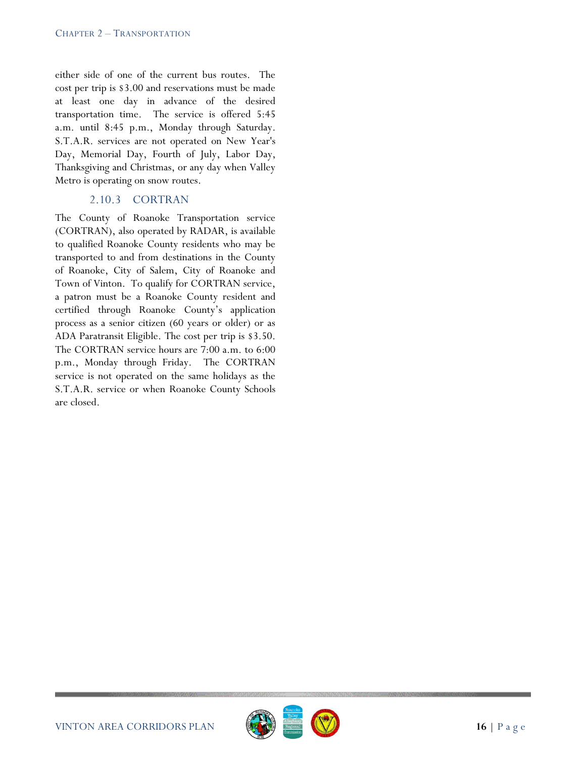either side of one of the current bus routes. The cost per trip is $3.00 and reservations must be made at least one day in advance of the desired transportation time. The service is offered 5:45 a.m. until 8:45 p.m., Monday through Saturday. S.T.A.R. services are not operated on New Year's Day, Memorial Day, Fourth of July, Labor Day, Thanksgiving and Christmas, or any day when Valley Metro is operating on snow routes.

### 2.10.3 CORTRAN

The County of Roanoke Transportation service (CORTRAN), also operated by RADAR, is available to qualified Roanoke County residents who may be transported to and from destinations in the County of Roanoke, City of Salem, City of Roanoke and Town of Vinton. To qualify for CORTRAN service, a patron must be a Roanoke County resident and certified through Roanoke County's application process as a senior citizen (60 years or older) or as ADA Paratransit Eligible. The cost per trip is $3.50. The CORTRAN service hours are 7:00 a.m. to 6:00 p.m., Monday through Friday. The CORTRAN service is not operated on the same holidays as the S.T.A.R. service or when Roanoke County Schools are closed.